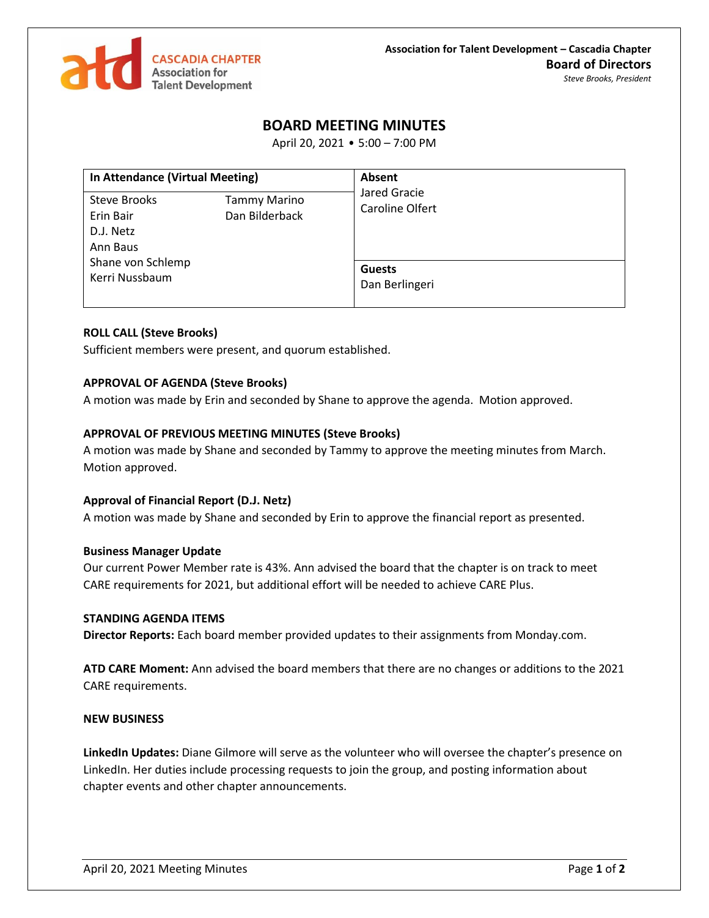CASCADIA CHAPTER
Association for
Talent Development

**Association for Talent Development – Cascadia Chapter**
**Board of Directors**
*Steve Brooks, President*

# BOARD MEETING MINUTES

April 20, 2021 • 5:00 – 7:00 PM

| In Attendance (Virtual Meeting) | | Absent |
|---|---|---|
| Steve Brooks | Tammy Marino | Jared Gracie |
| Erin Bair | Dan Bilderback | Caroline Olfert |
| D.J. Netz | | |
| Ann Baus | | **Guests** |
| Shane von Schlemp | | Dan Berlingeri |
| Kerri Nussbaum | | |

**ROLL CALL (Steve Brooks)**
Sufficient members were present, and quorum established.

**APPROVAL OF AGENDA (Steve Brooks)**
A motion was made by Erin and seconded by Shane to approve the agenda. Motion approved.

**APPROVAL OF PREVIOUS MEETING MINUTES (Steve Brooks)**
A motion was made by Shane and seconded by Tammy to approve the meeting minutes from March. Motion approved.

**Approval of Financial Report (D.J. Netz)**
A motion was made by Shane and seconded by Erin to approve the financial report as presented.

**Business Manager Update**
Our current Power Member rate is 43%. Ann advised the board that the chapter is on track to meet CARE requirements for 2021, but additional effort will be needed to achieve CARE Plus.

**STANDING AGENDA ITEMS**
**Director Reports:** Each board member provided updates to their assignments from Monday.com.

**ATD CARE Moment:** Ann advised the board members that there are no changes or additions to the 2021 CARE requirements.

**NEW BUSINESS**

**LinkedIn Updates:** Diane Gilmore will serve as the volunteer who will oversee the chapter's presence on LinkedIn. Her duties include processing requests to join the group, and posting information about chapter events and other chapter announcements.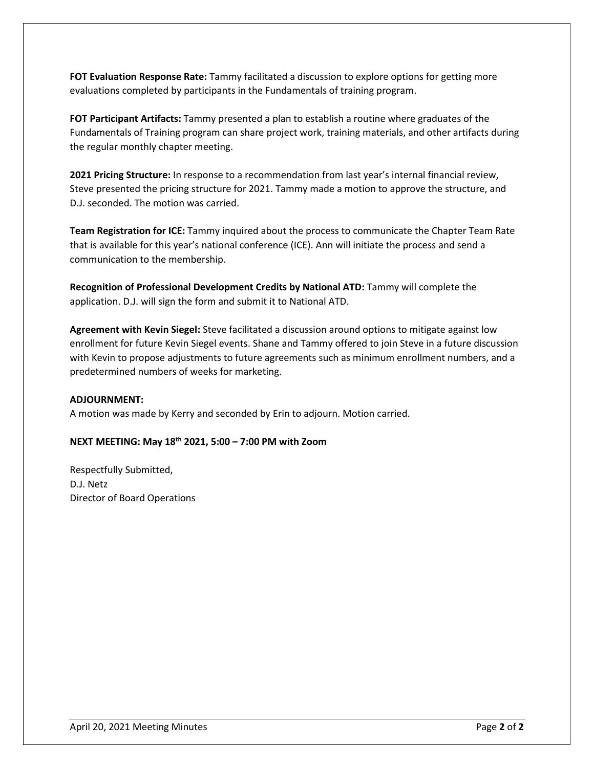**FOT Evaluation Response Rate:** Tammy facilitated a discussion to explore options for getting more evaluations completed by participants in the Fundamentals of training program.

**FOT Participant Artifacts:** Tammy presented a plan to establish a routine where graduates of the Fundamentals of Training program can share project work, training materials, and other artifacts during the regular monthly chapter meeting.

**2021 Pricing Structure:** In response to a recommendation from last year's internal financial review, Steve presented the pricing structure for 2021. Tammy made a motion to approve the structure, and D.J. seconded. The motion was carried.

**Team Registration for ICE:** Tammy inquired about the process to communicate the Chapter Team Rate that is available for this year's national conference (ICE). Ann will initiate the process and send a communication to the membership.

**Recognition of Professional Development Credits by National ATD:** Tammy will complete the application. D.J. will sign the form and submit it to National ATD.

**Agreement with Kevin Siegel:** Steve facilitated a discussion around options to mitigate against low enrollment for future Kevin Siegel events. Shane and Tammy offered to join Steve in a future discussion with Kevin to propose adjustments to future agreements such as minimum enrollment numbers, and a predetermined numbers of weeks for marketing.

**ADJOURNMENT:**
A motion was made by Kerry and seconded by Erin to adjourn. Motion carried.

**NEXT MEETING: May 18th 2021, 5:00 – 7:00 PM with Zoom**

Respectfully Submitted,
D.J. Netz
Director of Board Operations